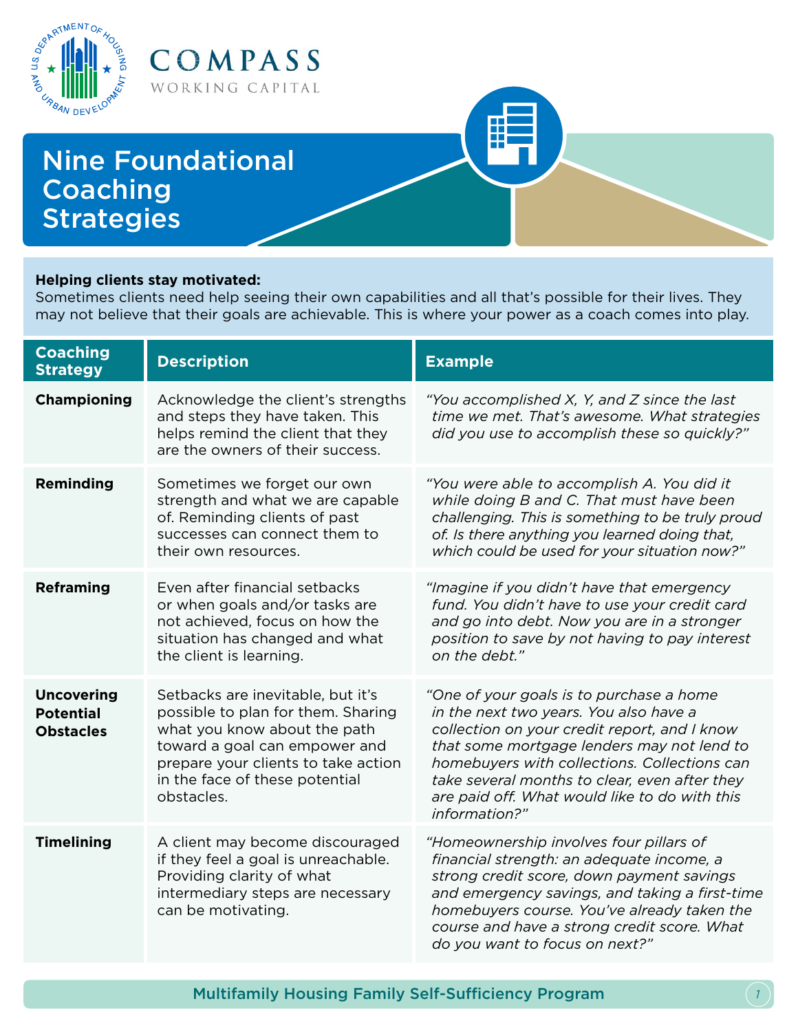COMPASS
WORKING CAPITAL

# Nine Foundational Coaching Strategies

**Helping clients stay motivated:**
Sometimes clients need help seeing their own capabilities and all that's possible for their lives. They may not believe that their goals are achievable. This is where your power as a coach comes into play.

| Coaching Strategy | Description | Example |
|---|---|---|
| **Championing** | Acknowledge the client's strengths and steps they have taken. This helps remind the client that they are the owners of their success. | *"You accomplished X, Y, and Z since the last time we met. That's awesome. What strategies did you use to accomplish these so quickly?"* |
| **Reminding** | Sometimes we forget our own strength and what we are capable of. Reminding clients of past successes can connect them to their own resources. | *"You were able to accomplish A. You did it while doing B and C. That must have been challenging. This is something to be truly proud of. Is there anything you learned doing that, which could be used for your situation now?"* |
| **Reframing** | Even after financial setbacks or when goals and/or tasks are not achieved, focus on how the situation has changed and what the client is learning. | *"Imagine if you didn't have that emergency fund. You didn't have to use your credit card and go into debt. Now you are in a stronger position to save by not having to pay interest on the debt."* |
| **Uncovering Potential Obstacles** | Setbacks are inevitable, but it's possible to plan for them. Sharing what you know about the path toward a goal can empower and prepare your clients to take action in the face of these potential obstacles. | *"One of your goals is to purchase a home in the next two years. You also have a collection on your credit report, and I know that some mortgage lenders may not lend to homebuyers with collections. Collections can take several months to clear, even after they are paid off. What would like to do with this information?"* |
| **Timelining** | A client may become discouraged if they feel a goal is unreachable. Providing clarity of what intermediary steps are necessary can be motivating. | *"Homeownership involves four pillars of financial strength: an adequate income, a strong credit score, down payment savings and emergency savings, and taking a first-time homebuyers course. You've already taken the course and have a strong credit score. What do you want to focus on next?"* |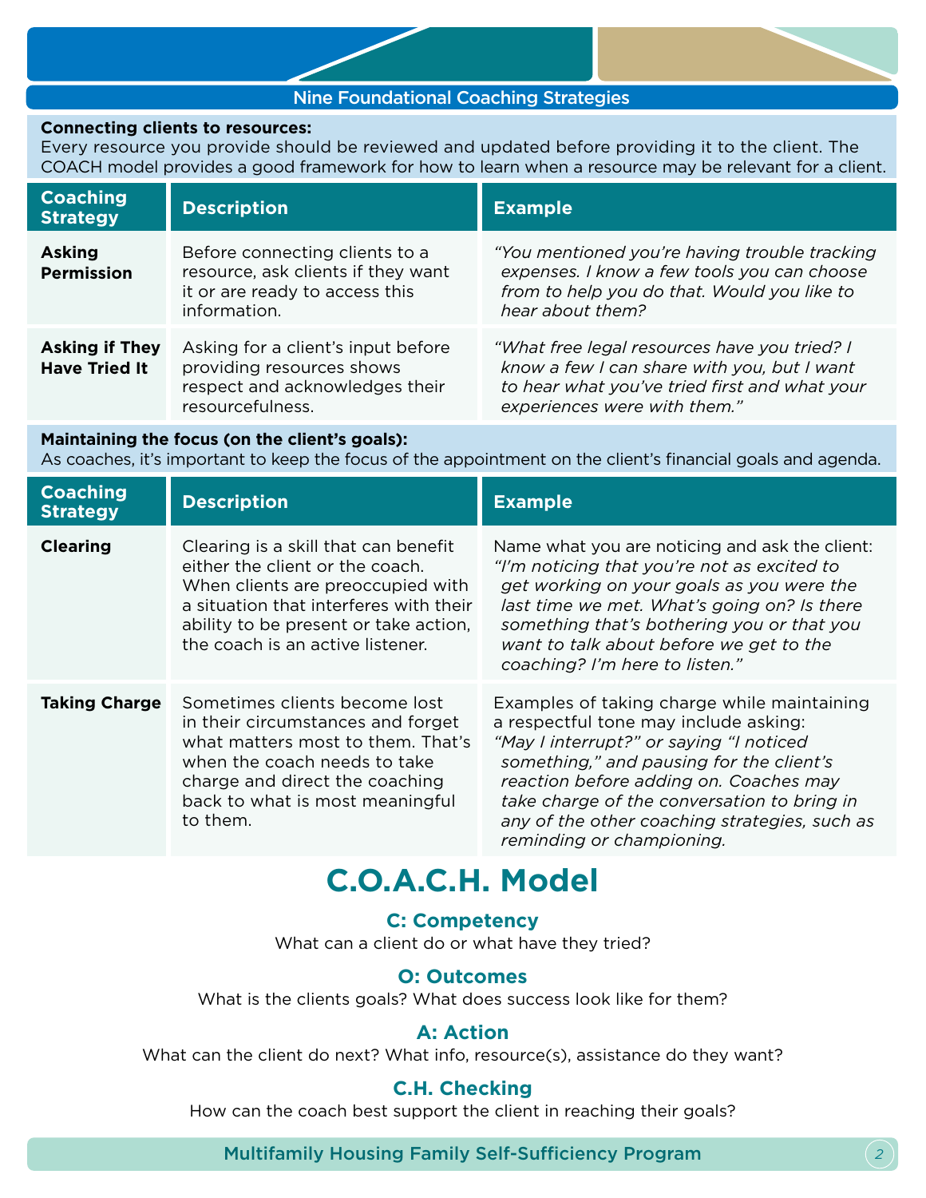## Nine Foundational Coaching Strategies

**Connecting clients to resources:**
Every resource you provide should be reviewed and updated before providing it to the client. The COACH model provides a good framework for how to learn when a resource may be relevant for a client.

| Coaching Strategy | Description | Example |
|---|---|---|
| **Asking Permission** | Before connecting clients to a resource, ask clients if they want it or are ready to access this information. | *"You mentioned you're having trouble tracking expenses. I know a few tools you can choose from to help you do that. Would you like to hear about them?* |
| **Asking if They Have Tried It** | Asking for a client's input before providing resources shows respect and acknowledges their resourcefulness. | *"What free legal resources have you tried? I know a few I can share with you, but I want to hear what you've tried first and what your experiences were with them."* |

**Maintaining the focus (on the client's goals):**
As coaches, it's important to keep the focus of the appointment on the client's financial goals and agenda.

| Coaching Strategy | Description | Example |
|---|---|---|
| **Clearing** | Clearing is a skill that can benefit either the client or the coach. When clients are preoccupied with a situation that interferes with their ability to be present or take action, the coach is an active listener. | Name what you are noticing and ask the client: *"I'm noticing that you're not as excited to get working on your goals as you were the last time we met. What's going on? Is there something that's bothering you or that you want to talk about before we get to the coaching? I'm here to listen."* |
| **Taking Charge** | Sometimes clients become lost in their circumstances and forget what matters most to them. That's when the coach needs to take charge and direct the coaching back to what is most meaningful to them. | Examples of taking charge while maintaining a respectful tone may include asking: *"May I interrupt?" or saying "I noticed something," and pausing for the client's reaction before adding on. Coaches may take charge of the conversation to bring in any of the other coaching strategies, such as reminding or championing.* |

# C.O.A.C.H. Model

### C: Competency
What can a client do or what have they tried?

### O: Outcomes
What is the clients goals? What does success look like for them?

### A: Action
What can the client do next? What info, resource(s), assistance do they want?

### C.H. Checking
How can the coach best support the client in reaching their goals?